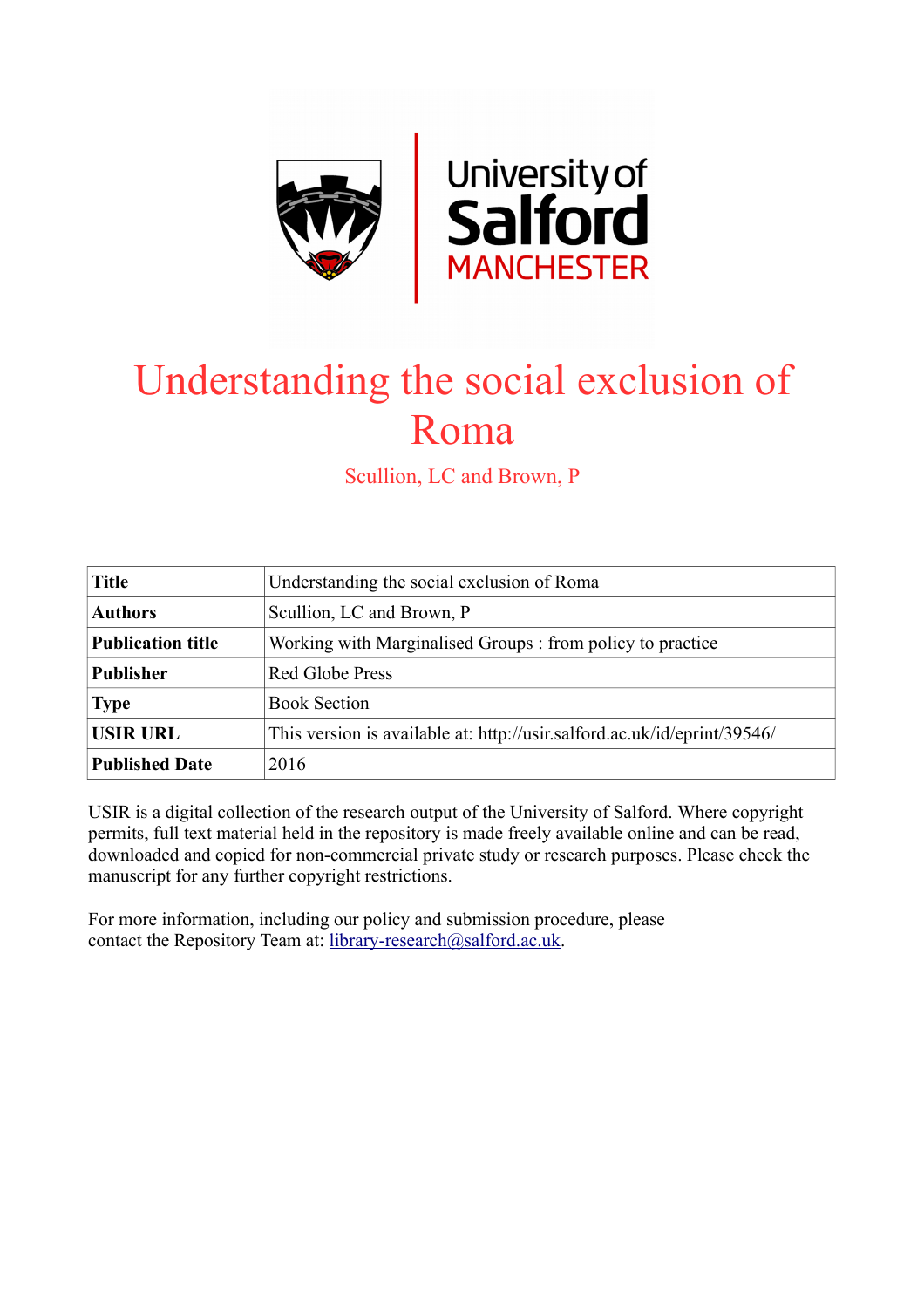# Understanding the social exclusion of Roma

Scullion, LC and Brown, P

| Title | Understanding the social exclusion of Roma |
|---|---|
| Authors | Scullion, LC and Brown, P |
| Publication title | Working with Marginalised Groups : from policy to practice |
| Publisher | Red Globe Press |
| Type | Book Section |
| USIR URL | This version is available at: http://usir.salford.ac.uk/id/eprint/39546/ |
| Published Date | 2016 |

USIR is a digital collection of the research output of the University of Salford. Where copyright permits, full text material held in the repository is made freely available online and can be read, downloaded and copied for non-commercial private study or research purposes. Please check the manuscript for any further copyright restrictions.

For more information, including our policy and submission procedure, please contact the Repository Team at: library-research@salford.ac.uk.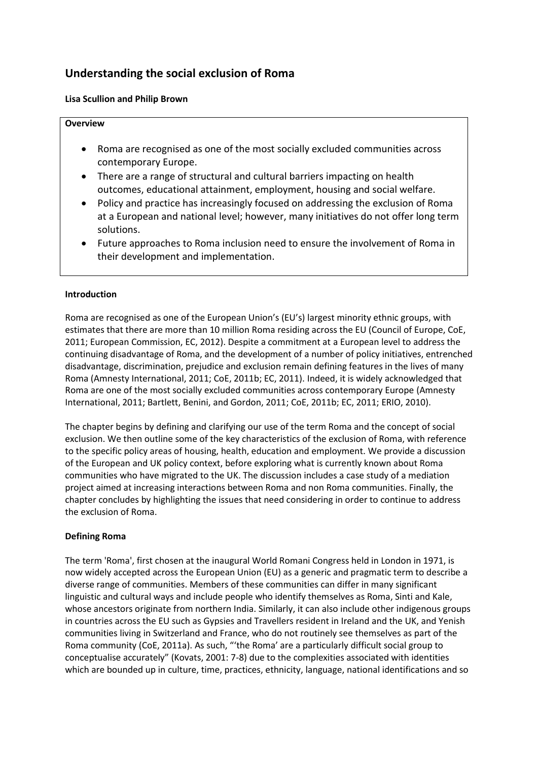# Understanding the social exclusion of Roma

**Lisa Scullion and Philip Brown**

**Overview**

- Roma are recognised as one of the most socially excluded communities across contemporary Europe.
- There are a range of structural and cultural barriers impacting on health outcomes, educational attainment, employment, housing and social welfare.
- Policy and practice has increasingly focused on addressing the exclusion of Roma at a European and national level; however, many initiatives do not offer long term solutions.
- Future approaches to Roma inclusion need to ensure the involvement of Roma in their development and implementation.

## Introduction

Roma are recognised as one of the European Union's (EU's) largest minority ethnic groups, with estimates that there are more than 10 million Roma residing across the EU (Council of Europe, CoE, 2011; European Commission, EC, 2012). Despite a commitment at a European level to address the continuing disadvantage of Roma, and the development of a number of policy initiatives, entrenched disadvantage, discrimination, prejudice and exclusion remain defining features in the lives of many Roma (Amnesty International, 2011; CoE, 2011b; EC, 2011). Indeed, it is widely acknowledged that Roma are one of the most socially excluded communities across contemporary Europe (Amnesty International, 2011; Bartlett, Benini, and Gordon, 2011; CoE, 2011b; EC, 2011; ERIO, 2010).

The chapter begins by defining and clarifying our use of the term Roma and the concept of social exclusion. We then outline some of the key characteristics of the exclusion of Roma, with reference to the specific policy areas of housing, health, education and employment. We provide a discussion of the European and UK policy context, before exploring what is currently known about Roma communities who have migrated to the UK. The discussion includes a case study of a mediation project aimed at increasing interactions between Roma and non Roma communities. Finally, the chapter concludes by highlighting the issues that need considering in order to continue to address the exclusion of Roma.

## Defining Roma

The term 'Roma', first chosen at the inaugural World Romani Congress held in London in 1971, is now widely accepted across the European Union (EU) as a generic and pragmatic term to describe a diverse range of communities. Members of these communities can differ in many significant linguistic and cultural ways and include people who identify themselves as Roma, Sinti and Kale, whose ancestors originate from northern India. Similarly, it can also include other indigenous groups in countries across the EU such as Gypsies and Travellers resident in Ireland and the UK, and Yenish communities living in Switzerland and France, who do not routinely see themselves as part of the Roma community (CoE, 2011a). As such, "'the Roma' are a particularly difficult social group to conceptualise accurately" (Kovats, 2001: 7-8) due to the complexities associated with identities which are bounded up in culture, time, practices, ethnicity, language, national identifications and so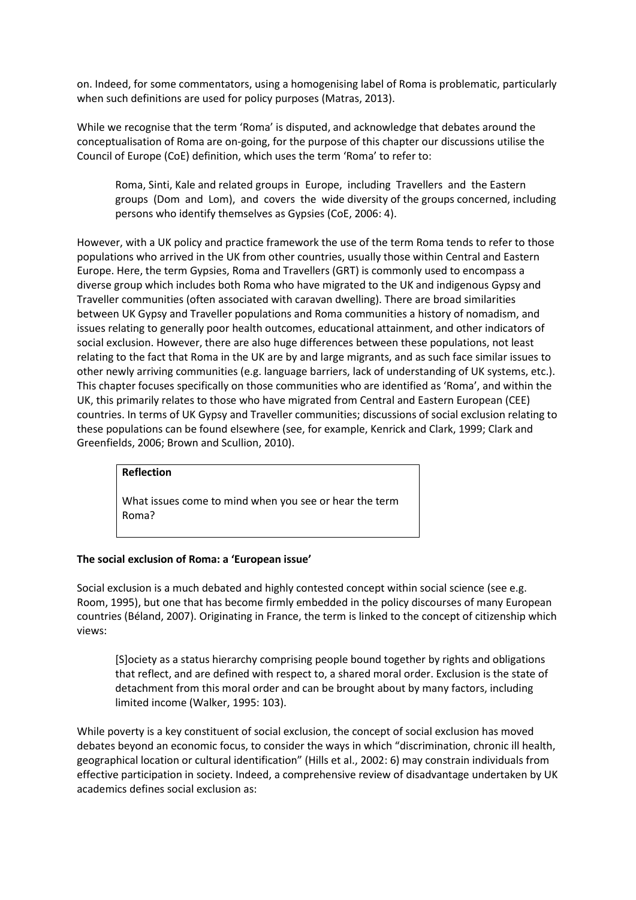on. Indeed, for some commentators, using a homogenising label of Roma is problematic, particularly when such definitions are used for policy purposes (Matras, 2013).

While we recognise that the term 'Roma' is disputed, and acknowledge that debates around the conceptualisation of Roma are on-going, for the purpose of this chapter our discussions utilise the Council of Europe (CoE) definition, which uses the term 'Roma' to refer to:

> Roma, Sinti, Kale and related groups in Europe, including Travellers and the Eastern groups (Dom and Lom), and covers the wide diversity of the groups concerned, including persons who identify themselves as Gypsies (CoE, 2006: 4).

However, with a UK policy and practice framework the use of the term Roma tends to refer to those populations who arrived in the UK from other countries, usually those within Central and Eastern Europe. Here, the term Gypsies, Roma and Travellers (GRT) is commonly used to encompass a diverse group which includes both Roma who have migrated to the UK and indigenous Gypsy and Traveller communities (often associated with caravan dwelling). There are broad similarities between UK Gypsy and Traveller populations and Roma communities a history of nomadism, and issues relating to generally poor health outcomes, educational attainment, and other indicators of social exclusion. However, there are also huge differences between these populations, not least relating to the fact that Roma in the UK are by and large migrants, and as such face similar issues to other newly arriving communities (e.g. language barriers, lack of understanding of UK systems, etc.). This chapter focuses specifically on those communities who are identified as 'Roma', and within the UK, this primarily relates to those who have migrated from Central and Eastern European (CEE) countries. In terms of UK Gypsy and Traveller communities; discussions of social exclusion relating to these populations can be found elsewhere (see, for example, Kenrick and Clark, 1999; Clark and Greenfields, 2006; Brown and Scullion, 2010).

> **Reflection**
>
> What issues come to mind when you see or hear the term Roma?

**The social exclusion of Roma: a 'European issue'**

Social exclusion is a much debated and highly contested concept within social science (see e.g. Room, 1995), but one that has become firmly embedded in the policy discourses of many European countries (Béland, 2007). Originating in France, the term is linked to the concept of citizenship which views:

> [S]ociety as a status hierarchy comprising people bound together by rights and obligations that reflect, and are defined with respect to, a shared moral order. Exclusion is the state of detachment from this moral order and can be brought about by many factors, including limited income (Walker, 1995: 103).

While poverty is a key constituent of social exclusion, the concept of social exclusion has moved debates beyond an economic focus, to consider the ways in which "discrimination, chronic ill health, geographical location or cultural identification" (Hills et al., 2002: 6) may constrain individuals from effective participation in society. Indeed, a comprehensive review of disadvantage undertaken by UK academics defines social exclusion as: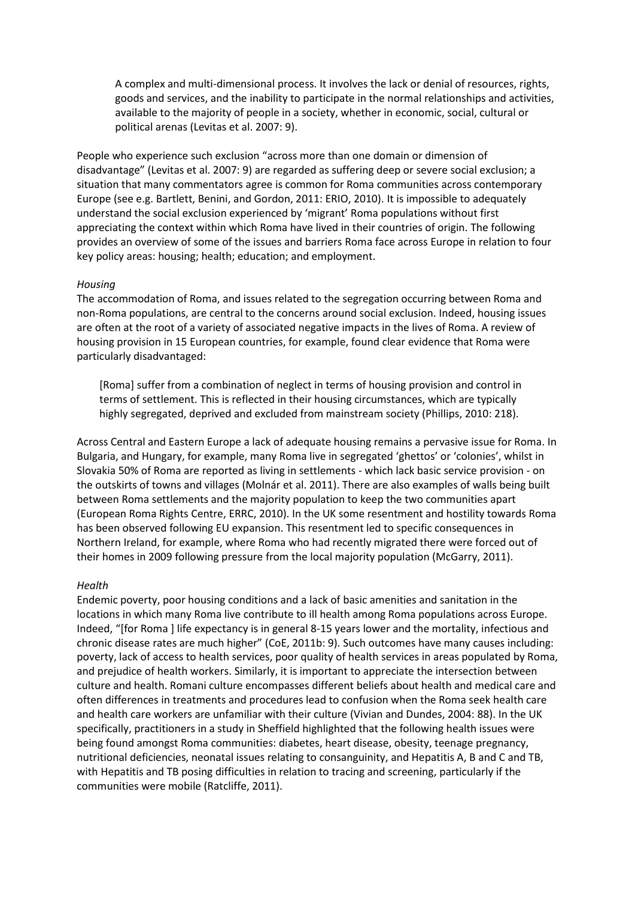> A complex and multi-dimensional process. It involves the lack or denial of resources, rights, goods and services, and the inability to participate in the normal relationships and activities, available to the majority of people in a society, whether in economic, social, cultural or political arenas (Levitas et al. 2007: 9).

People who experience such exclusion "across more than one domain or dimension of disadvantage" (Levitas et al. 2007: 9) are regarded as suffering deep or severe social exclusion; a situation that many commentators agree is common for Roma communities across contemporary Europe (see e.g. Bartlett, Benini, and Gordon, 2011: ERIO, 2010). It is impossible to adequately understand the social exclusion experienced by 'migrant' Roma populations without first appreciating the context within which Roma have lived in their countries of origin. The following provides an overview of some of the issues and barriers Roma face across Europe in relation to four key policy areas: housing; health; education; and employment.

*Housing*

The accommodation of Roma, and issues related to the segregation occurring between Roma and non-Roma populations, are central to the concerns around social exclusion. Indeed, housing issues are often at the root of a variety of associated negative impacts in the lives of Roma. A review of housing provision in 15 European countries, for example, found clear evidence that Roma were particularly disadvantaged:

> [Roma] suffer from a combination of neglect in terms of housing provision and control in terms of settlement. This is reflected in their housing circumstances, which are typically highly segregated, deprived and excluded from mainstream society (Phillips, 2010: 218).

Across Central and Eastern Europe a lack of adequate housing remains a pervasive issue for Roma. In Bulgaria, and Hungary, for example, many Roma live in segregated 'ghettos' or 'colonies', whilst in Slovakia 50% of Roma are reported as living in settlements - which lack basic service provision - on the outskirts of towns and villages (Molnár et al. 2011). There are also examples of walls being built between Roma settlements and the majority population to keep the two communities apart (European Roma Rights Centre, ERRC, 2010). In the UK some resentment and hostility towards Roma has been observed following EU expansion. This resentment led to specific consequences in Northern Ireland, for example, where Roma who had recently migrated there were forced out of their homes in 2009 following pressure from the local majority population (McGarry, 2011).

*Health*

Endemic poverty, poor housing conditions and a lack of basic amenities and sanitation in the locations in which many Roma live contribute to ill health among Roma populations across Europe. Indeed, "[for Roma ] life expectancy is in general 8-15 years lower and the mortality, infectious and chronic disease rates are much higher" (CoE, 2011b: 9). Such outcomes have many causes including: poverty, lack of access to health services, poor quality of health services in areas populated by Roma, and prejudice of health workers. Similarly, it is important to appreciate the intersection between culture and health. Romani culture encompasses different beliefs about health and medical care and often differences in treatments and procedures lead to confusion when the Roma seek health care and health care workers are unfamiliar with their culture (Vivian and Dundes, 2004: 88). In the UK specifically, practitioners in a study in Sheffield highlighted that the following health issues were being found amongst Roma communities: diabetes, heart disease, obesity, teenage pregnancy, nutritional deficiencies, neonatal issues relating to consanguinity, and Hepatitis A, B and C and TB, with Hepatitis and TB posing difficulties in relation to tracing and screening, particularly if the communities were mobile (Ratcliffe, 2011).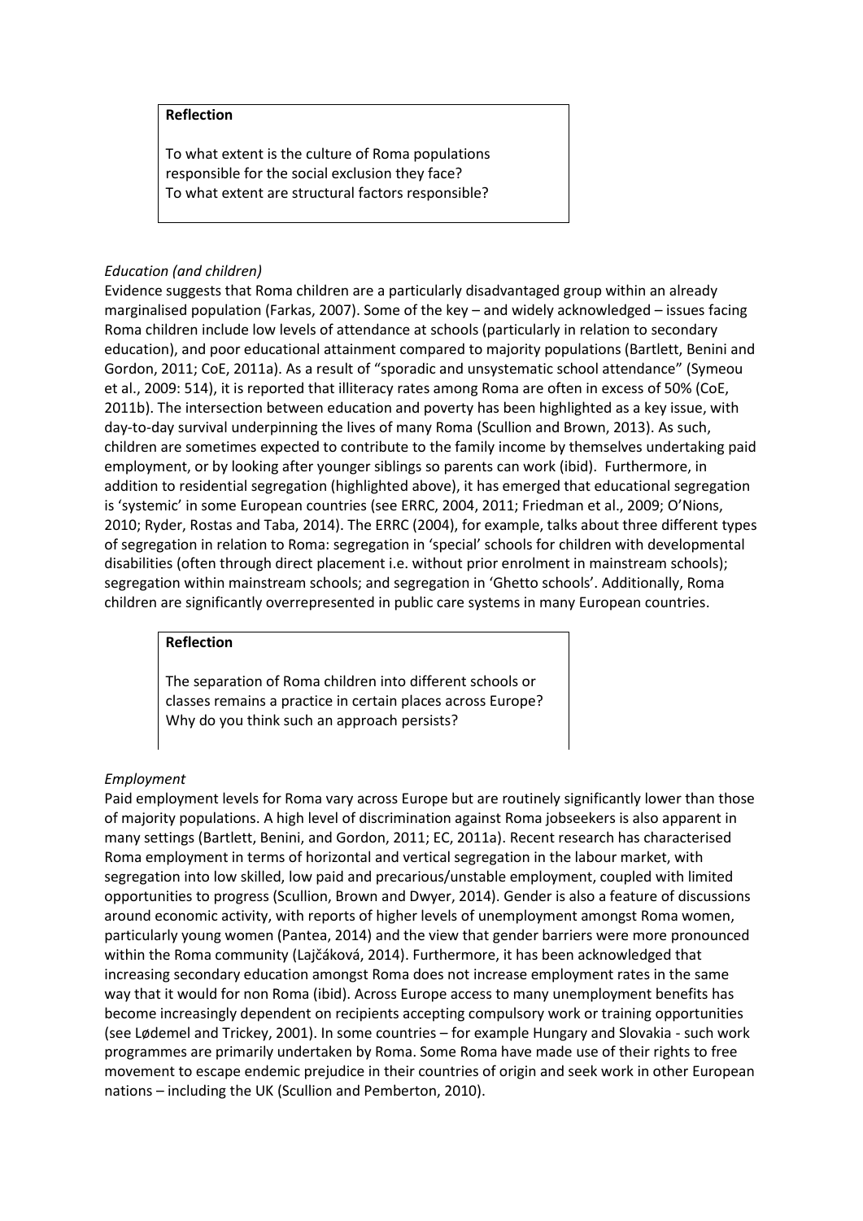> **Reflection**
>
> To what extent is the culture of Roma populations responsible for the social exclusion they face?
> To what extent are structural factors responsible?

*Education (and children)*

Evidence suggests that Roma children are a particularly disadvantaged group within an already marginalised population (Farkas, 2007). Some of the key – and widely acknowledged – issues facing Roma children include low levels of attendance at schools (particularly in relation to secondary education), and poor educational attainment compared to majority populations (Bartlett, Benini and Gordon, 2011; CoE, 2011a). As a result of "sporadic and unsystematic school attendance" (Symeou et al., 2009: 514), it is reported that illiteracy rates among Roma are often in excess of 50% (CoE, 2011b). The intersection between education and poverty has been highlighted as a key issue, with day-to-day survival underpinning the lives of many Roma (Scullion and Brown, 2013). As such, children are sometimes expected to contribute to the family income by themselves undertaking paid employment, or by looking after younger siblings so parents can work (ibid). Furthermore, in addition to residential segregation (highlighted above), it has emerged that educational segregation is 'systemic' in some European countries (see ERRC, 2004, 2011; Friedman et al., 2009; O'Nions, 2010; Ryder, Rostas and Taba, 2014). The ERRC (2004), for example, talks about three different types of segregation in relation to Roma: segregation in 'special' schools for children with developmental disabilities (often through direct placement i.e. without prior enrolment in mainstream schools); segregation within mainstream schools; and segregation in 'Ghetto schools'. Additionally, Roma children are significantly overrepresented in public care systems in many European countries.

> **Reflection**
>
> The separation of Roma children into different schools or classes remains a practice in certain places across Europe? Why do you think such an approach persists?

*Employment*

Paid employment levels for Roma vary across Europe but are routinely significantly lower than those of majority populations. A high level of discrimination against Roma jobseekers is also apparent in many settings (Bartlett, Benini, and Gordon, 2011; EC, 2011a). Recent research has characterised Roma employment in terms of horizontal and vertical segregation in the labour market, with segregation into low skilled, low paid and precarious/unstable employment, coupled with limited opportunities to progress (Scullion, Brown and Dwyer, 2014). Gender is also a feature of discussions around economic activity, with reports of higher levels of unemployment amongst Roma women, particularly young women (Pantea, 2014) and the view that gender barriers were more pronounced within the Roma community (Lajčáková, 2014). Furthermore, it has been acknowledged that increasing secondary education amongst Roma does not increase employment rates in the same way that it would for non Roma (ibid). Across Europe access to many unemployment benefits has become increasingly dependent on recipients accepting compulsory work or training opportunities (see Lødemel and Trickey, 2001). In some countries – for example Hungary and Slovakia - such work programmes are primarily undertaken by Roma. Some Roma have made use of their rights to free movement to escape endemic prejudice in their countries of origin and seek work in other European nations – including the UK (Scullion and Pemberton, 2010).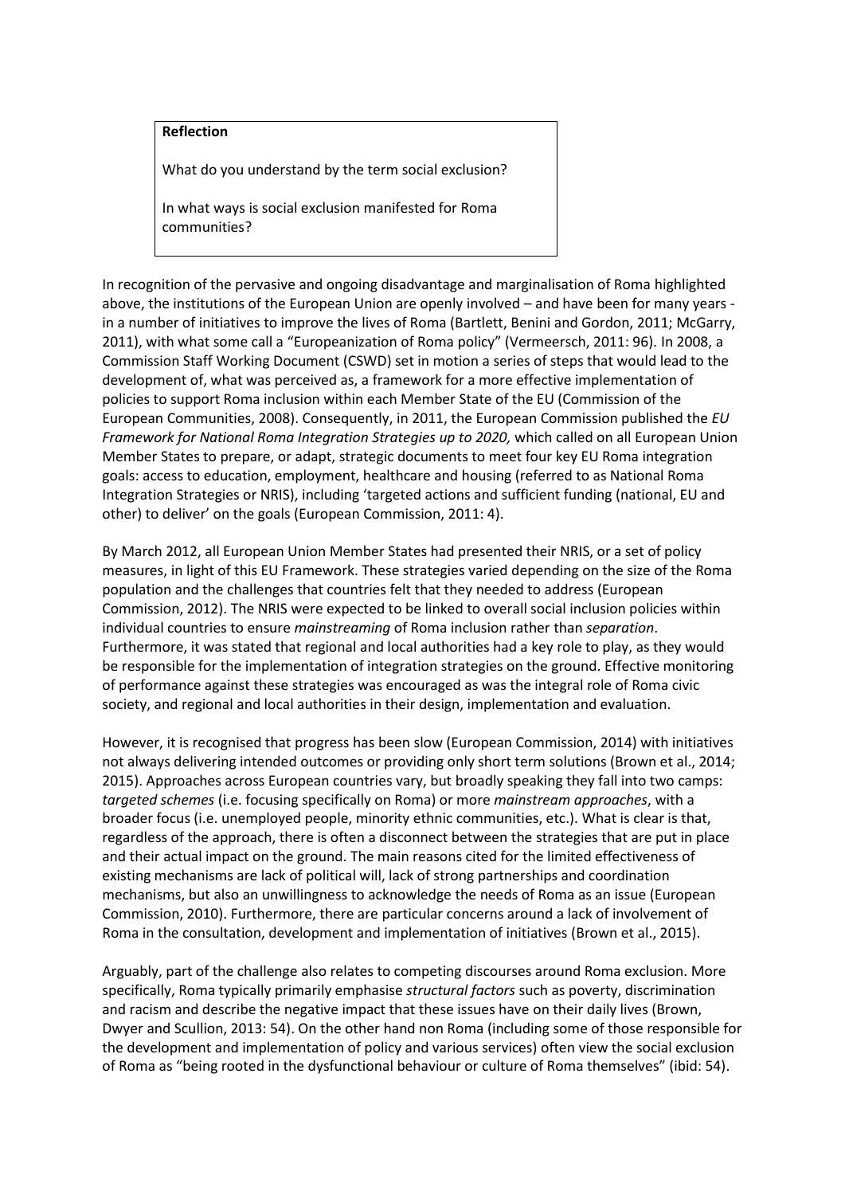> **Reflection**
>
> What do you understand by the term social exclusion?
>
> In what ways is social exclusion manifested for Roma communities?

In recognition of the pervasive and ongoing disadvantage and marginalisation of Roma highlighted above, the institutions of the European Union are openly involved – and have been for many years - in a number of initiatives to improve the lives of Roma (Bartlett, Benini and Gordon, 2011; McGarry, 2011), with what some call a "Europeanization of Roma policy" (Vermeersch, 2011: 96). In 2008, a Commission Staff Working Document (CSWD) set in motion a series of steps that would lead to the development of, what was perceived as, a framework for a more effective implementation of policies to support Roma inclusion within each Member State of the EU (Commission of the European Communities, 2008). Consequently, in 2011, the European Commission published the *EU Framework for National Roma Integration Strategies up to 2020,* which called on all European Union Member States to prepare, or adapt, strategic documents to meet four key EU Roma integration goals: access to education, employment, healthcare and housing (referred to as National Roma Integration Strategies or NRIS), including 'targeted actions and sufficient funding (national, EU and other) to deliver' on the goals (European Commission, 2011: 4).

By March 2012, all European Union Member States had presented their NRIS, or a set of policy measures, in light of this EU Framework. These strategies varied depending on the size of the Roma population and the challenges that countries felt that they needed to address (European Commission, 2012). The NRIS were expected to be linked to overall social inclusion policies within individual countries to ensure *mainstreaming* of Roma inclusion rather than *separation*. Furthermore, it was stated that regional and local authorities had a key role to play, as they would be responsible for the implementation of integration strategies on the ground. Effective monitoring of performance against these strategies was encouraged as was the integral role of Roma civic society, and regional and local authorities in their design, implementation and evaluation.

However, it is recognised that progress has been slow (European Commission, 2014) with initiatives not always delivering intended outcomes or providing only short term solutions (Brown et al., 2014; 2015). Approaches across European countries vary, but broadly speaking they fall into two camps: *targeted schemes* (i.e. focusing specifically on Roma) or more *mainstream approaches*, with a broader focus (i.e. unemployed people, minority ethnic communities, etc.). What is clear is that, regardless of the approach, there is often a disconnect between the strategies that are put in place and their actual impact on the ground. The main reasons cited for the limited effectiveness of existing mechanisms are lack of political will, lack of strong partnerships and coordination mechanisms, but also an unwillingness to acknowledge the needs of Roma as an issue (European Commission, 2010). Furthermore, there are particular concerns around a lack of involvement of Roma in the consultation, development and implementation of initiatives (Brown et al., 2015).

Arguably, part of the challenge also relates to competing discourses around Roma exclusion. More specifically, Roma typically primarily emphasise *structural factors* such as poverty, discrimination and racism and describe the negative impact that these issues have on their daily lives (Brown, Dwyer and Scullion, 2013: 54). On the other hand non Roma (including some of those responsible for the development and implementation of policy and various services) often view the social exclusion of Roma as "being rooted in the dysfunctional behaviour or culture of Roma themselves" (ibid: 54).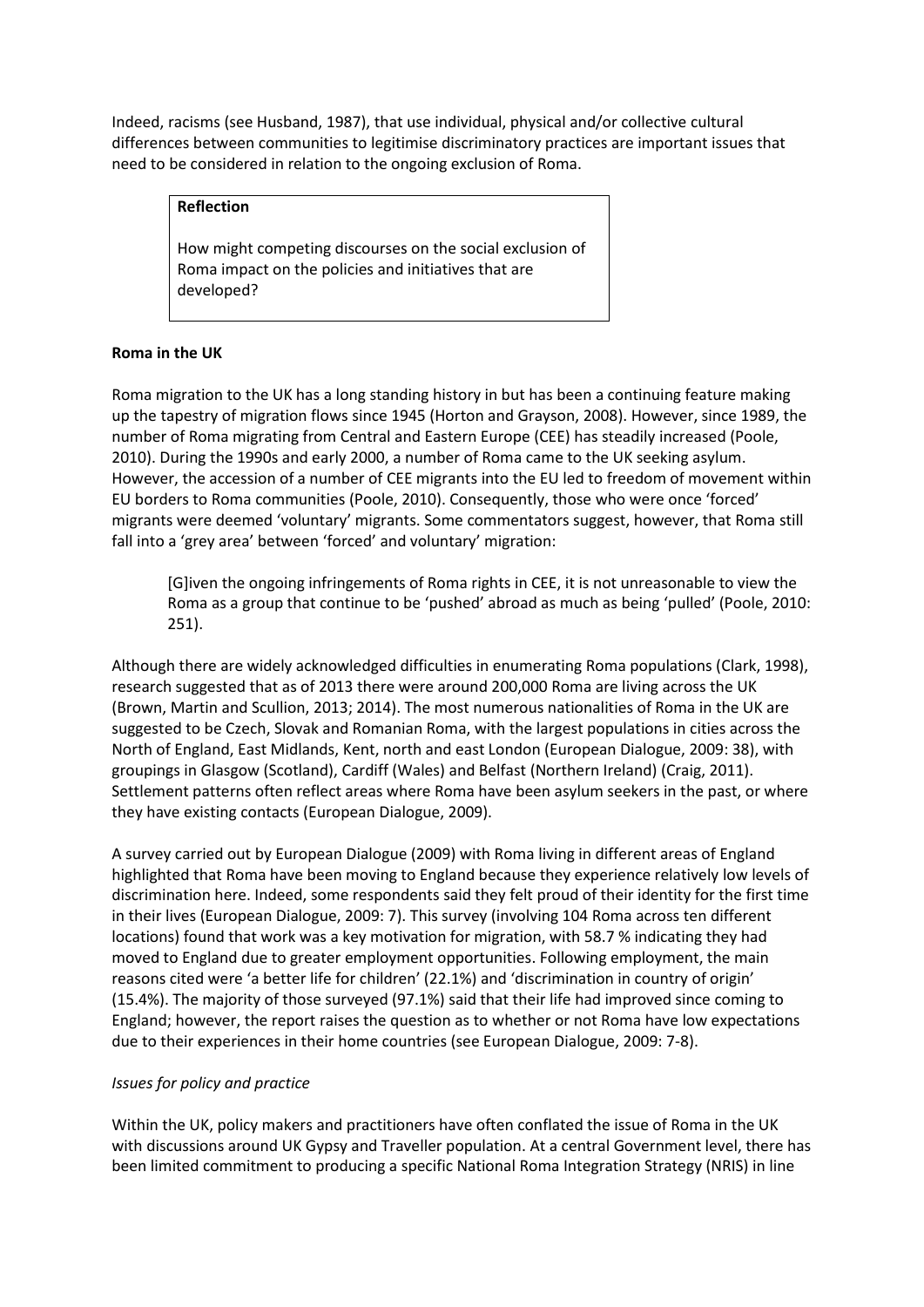Indeed, racisms (see Husband, 1987), that use individual, physical and/or collective cultural differences between communities to legitimise discriminatory practices are important issues that need to be considered in relation to the ongoing exclusion of Roma.

> **Reflection**
>
> How might competing discourses on the social exclusion of Roma impact on the policies and initiatives that are developed?

**Roma in the UK**

Roma migration to the UK has a long standing history in but has been a continuing feature making up the tapestry of migration flows since 1945 (Horton and Grayson, 2008). However, since 1989, the number of Roma migrating from Central and Eastern Europe (CEE) has steadily increased (Poole, 2010). During the 1990s and early 2000, a number of Roma came to the UK seeking asylum. However, the accession of a number of CEE migrants into the EU led to freedom of movement within EU borders to Roma communities (Poole, 2010). Consequently, those who were once 'forced' migrants were deemed 'voluntary' migrants. Some commentators suggest, however, that Roma still fall into a 'grey area' between 'forced' and voluntary' migration:

> [G]iven the ongoing infringements of Roma rights in CEE, it is not unreasonable to view the Roma as a group that continue to be 'pushed' abroad as much as being 'pulled' (Poole, 2010: 251).

Although there are widely acknowledged difficulties in enumerating Roma populations (Clark, 1998), research suggested that as of 2013 there were around 200,000 Roma are living across the UK (Brown, Martin and Scullion, 2013; 2014). The most numerous nationalities of Roma in the UK are suggested to be Czech, Slovak and Romanian Roma, with the largest populations in cities across the North of England, East Midlands, Kent, north and east London (European Dialogue, 2009: 38), with groupings in Glasgow (Scotland), Cardiff (Wales) and Belfast (Northern Ireland) (Craig, 2011). Settlement patterns often reflect areas where Roma have been asylum seekers in the past, or where they have existing contacts (European Dialogue, 2009).

A survey carried out by European Dialogue (2009) with Roma living in different areas of England highlighted that Roma have been moving to England because they experience relatively low levels of discrimination here. Indeed, some respondents said they felt proud of their identity for the first time in their lives (European Dialogue, 2009: 7). This survey (involving 104 Roma across ten different locations) found that work was a key motivation for migration, with 58.7 % indicating they had moved to England due to greater employment opportunities. Following employment, the main reasons cited were 'a better life for children' (22.1%) and 'discrimination in country of origin' (15.4%). The majority of those surveyed (97.1%) said that their life had improved since coming to England; however, the report raises the question as to whether or not Roma have low expectations due to their experiences in their home countries (see European Dialogue, 2009: 7-8).

*Issues for policy and practice*

Within the UK, policy makers and practitioners have often conflated the issue of Roma in the UK with discussions around UK Gypsy and Traveller population. At a central Government level, there has been limited commitment to producing a specific National Roma Integration Strategy (NRIS) in line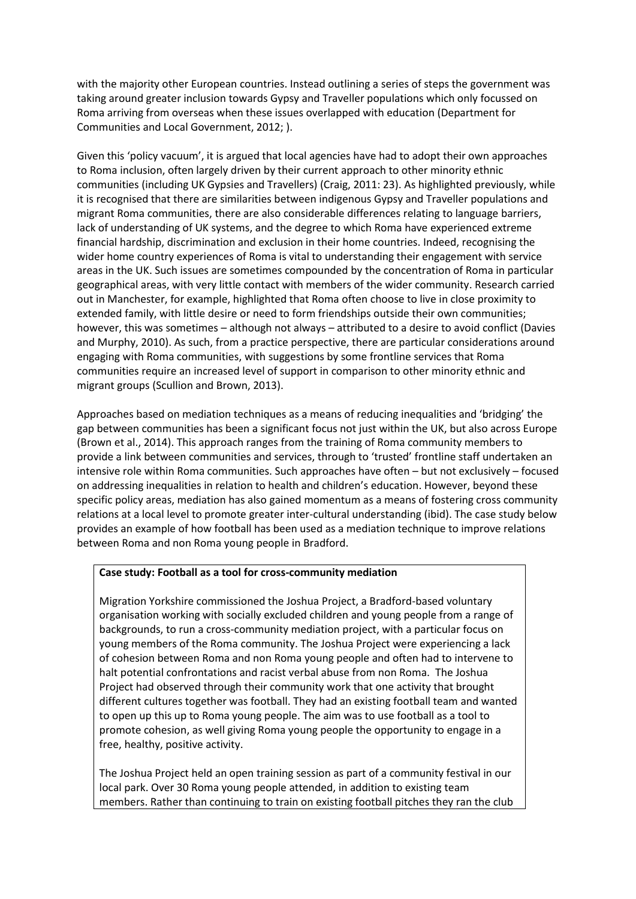with the majority other European countries. Instead outlining a series of steps the government was taking around greater inclusion towards Gypsy and Traveller populations which only focussed on Roma arriving from overseas when these issues overlapped with education (Department for Communities and Local Government, 2012; ).

Given this 'policy vacuum', it is argued that local agencies have had to adopt their own approaches to Roma inclusion, often largely driven by their current approach to other minority ethnic communities (including UK Gypsies and Travellers) (Craig, 2011: 23). As highlighted previously, while it is recognised that there are similarities between indigenous Gypsy and Traveller populations and migrant Roma communities, there are also considerable differences relating to language barriers, lack of understanding of UK systems, and the degree to which Roma have experienced extreme financial hardship, discrimination and exclusion in their home countries. Indeed, recognising the wider home country experiences of Roma is vital to understanding their engagement with service areas in the UK. Such issues are sometimes compounded by the concentration of Roma in particular geographical areas, with very little contact with members of the wider community. Research carried out in Manchester, for example, highlighted that Roma often choose to live in close proximity to extended family, with little desire or need to form friendships outside their own communities; however, this was sometimes – although not always – attributed to a desire to avoid conflict (Davies and Murphy, 2010). As such, from a practice perspective, there are particular considerations around engaging with Roma communities, with suggestions by some frontline services that Roma communities require an increased level of support in comparison to other minority ethnic and migrant groups (Scullion and Brown, 2013).

Approaches based on mediation techniques as a means of reducing inequalities and 'bridging' the gap between communities has been a significant focus not just within the UK, but also across Europe (Brown et al., 2014). This approach ranges from the training of Roma community members to provide a link between communities and services, through to 'trusted' frontline staff undertaken an intensive role within Roma communities. Such approaches have often – but not exclusively – focused on addressing inequalities in relation to health and children's education. However, beyond these specific policy areas, mediation has also gained momentum as a means of fostering cross community relations at a local level to promote greater inter-cultural understanding (ibid). The case study below provides an example of how football has been used as a mediation technique to improve relations between Roma and non Roma young people in Bradford.

**Case study: Football as a tool for cross-community mediation**

Migration Yorkshire commissioned the Joshua Project, a Bradford-based voluntary organisation working with socially excluded children and young people from a range of backgrounds, to run a cross-community mediation project, with a particular focus on young members of the Roma community. The Joshua Project were experiencing a lack of cohesion between Roma and non Roma young people and often had to intervene to halt potential confrontations and racist verbal abuse from non Roma. The Joshua Project had observed through their community work that one activity that brought different cultures together was football. They had an existing football team and wanted to open up this up to Roma young people. The aim was to use football as a tool to promote cohesion, as well giving Roma young people the opportunity to engage in a free, healthy, positive activity.

The Joshua Project held an open training session as part of a community festival in our local park. Over 30 Roma young people attended, in addition to existing team members. Rather than continuing to train on existing football pitches they ran the club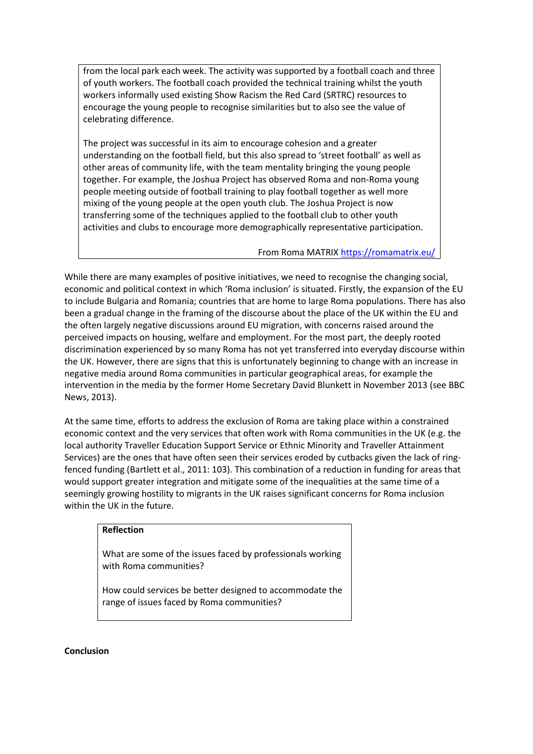from the local park each week. The activity was supported by a football coach and three of youth workers. The football coach provided the technical training whilst the youth workers informally used existing Show Racism the Red Card (SRTRC) resources to encourage the young people to recognise similarities but to also see the value of celebrating difference.

The project was successful in its aim to encourage cohesion and a greater understanding on the football field, but this also spread to 'street football' as well as other areas of community life, with the team mentality bringing the young people together. For example, the Joshua Project has observed Roma and non-Roma young people meeting outside of football training to play football together as well more mixing of the young people at the open youth club. The Joshua Project is now transferring some of the techniques applied to the football club to other youth activities and clubs to encourage more demographically representative participation.

From Roma MATRIX https://romamatrix.eu/

While there are many examples of positive initiatives, we need to recognise the changing social, economic and political context in which 'Roma inclusion' is situated. Firstly, the expansion of the EU to include Bulgaria and Romania; countries that are home to large Roma populations. There has also been a gradual change in the framing of the discourse about the place of the UK within the EU and the often largely negative discussions around EU migration, with concerns raised around the perceived impacts on housing, welfare and employment. For the most part, the deeply rooted discrimination experienced by so many Roma has not yet transferred into everyday discourse within the UK. However, there are signs that this is unfortunately beginning to change with an increase in negative media around Roma communities in particular geographical areas, for example the intervention in the media by the former Home Secretary David Blunkett in November 2013 (see BBC News, 2013).

At the same time, efforts to address the exclusion of Roma are taking place within a constrained economic context and the very services that often work with Roma communities in the UK (e.g. the local authority Traveller Education Support Service or Ethnic Minority and Traveller Attainment Services) are the ones that have often seen their services eroded by cutbacks given the lack of ring-fenced funding (Bartlett et al., 2011: 103). This combination of a reduction in funding for areas that would support greater integration and mitigate some of the inequalities at the same time of a seemingly growing hostility to migrants in the UK raises significant concerns for Roma inclusion within the UK in the future.

**Reflection**

What are some of the issues faced by professionals working with Roma communities?

How could services be better designed to accommodate the range of issues faced by Roma communities?

**Conclusion**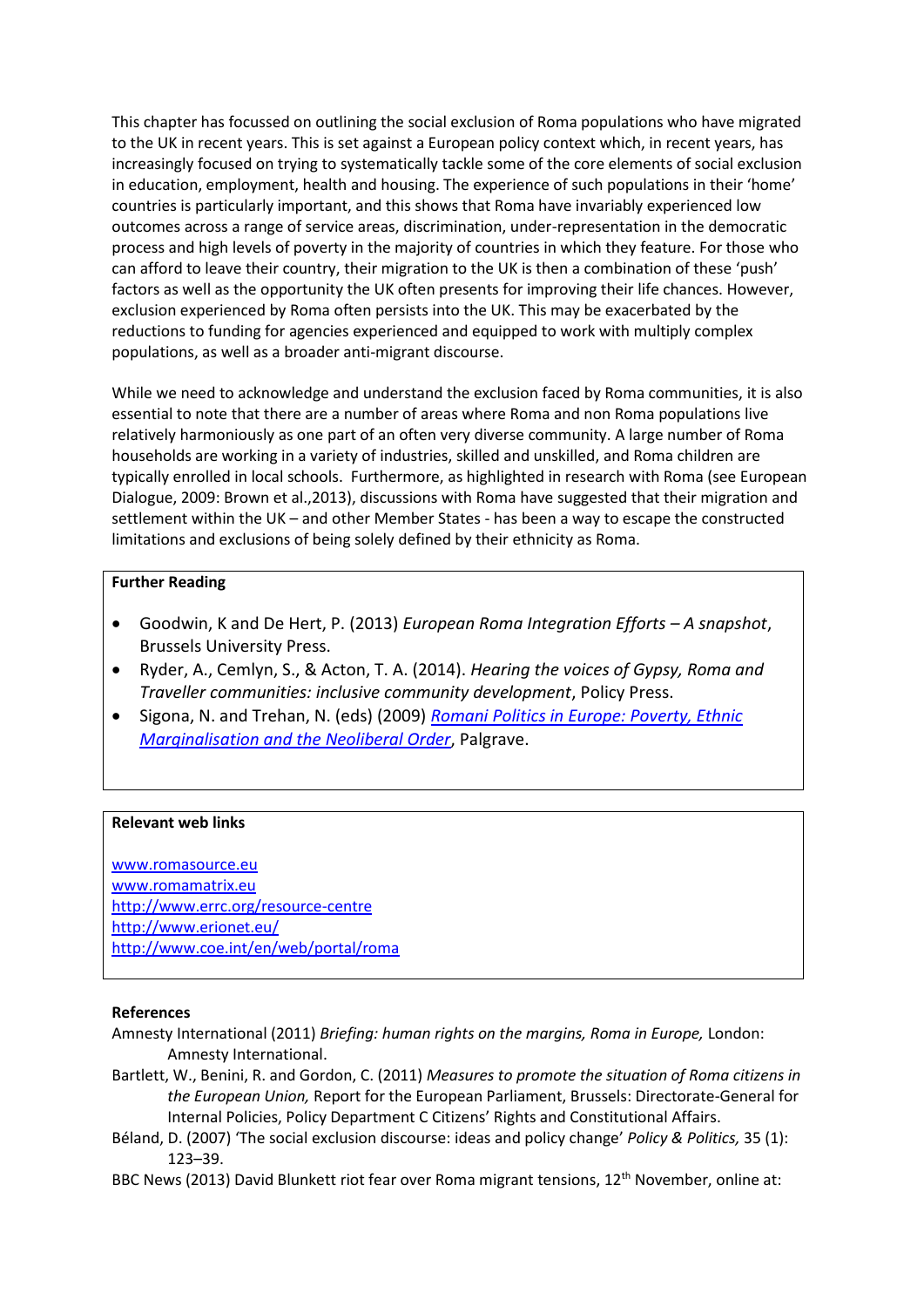This chapter has focussed on outlining the social exclusion of Roma populations who have migrated to the UK in recent years. This is set against a European policy context which, in recent years, has increasingly focused on trying to systematically tackle some of the core elements of social exclusion in education, employment, health and housing. The experience of such populations in their 'home' countries is particularly important, and this shows that Roma have invariably experienced low outcomes across a range of service areas, discrimination, under-representation in the democratic process and high levels of poverty in the majority of countries in which they feature. For those who can afford to leave their country, their migration to the UK is then a combination of these 'push' factors as well as the opportunity the UK often presents for improving their life chances. However, exclusion experienced by Roma often persists into the UK. This may be exacerbated by the reductions to funding for agencies experienced and equipped to work with multiply complex populations, as well as a broader anti-migrant discourse.

While we need to acknowledge and understand the exclusion faced by Roma communities, it is also essential to note that there are a number of areas where Roma and non Roma populations live relatively harmoniously as one part of an often very diverse community. A large number of Roma households are working in a variety of industries, skilled and unskilled, and Roma children are typically enrolled in local schools. Furthermore, as highlighted in research with Roma (see European Dialogue, 2009: Brown et al.,2013), discussions with Roma have suggested that their migration and settlement within the UK – and other Member States - has been a way to escape the constructed limitations and exclusions of being solely defined by their ethnicity as Roma.

**Further Reading**

- Goodwin, K and De Hert, P. (2013) *European Roma Integration Efforts – A snapshot*, Brussels University Press.
- Ryder, A., Cemlyn, S., & Acton, T. A. (2014). *Hearing the voices of Gypsy, Roma and Traveller communities: inclusive community development*, Policy Press.
- Sigona, N. and Trehan, N. (eds) (2009) *Romani Politics in Europe: Poverty, Ethnic Marginalisation and the Neoliberal Order*, Palgrave.

**Relevant web links**

www.romasource.eu
www.romamatrix.eu
http://www.errc.org/resource-centre
http://www.erionet.eu/
http://www.coe.int/en/web/portal/roma

**References**

Amnesty International (2011) *Briefing: human rights on the margins, Roma in Europe,* London: Amnesty International.

Bartlett, W., Benini, R. and Gordon, C. (2011) *Measures to promote the situation of Roma citizens in the European Union,* Report for the European Parliament, Brussels: Directorate-General for Internal Policies, Policy Department C Citizens' Rights and Constitutional Affairs.

Béland, D. (2007) 'The social exclusion discourse: ideas and policy change' *Policy & Politics,* 35 (1): 123–39.

BBC News (2013) David Blunkett riot fear over Roma migrant tensions, 12th November, online at: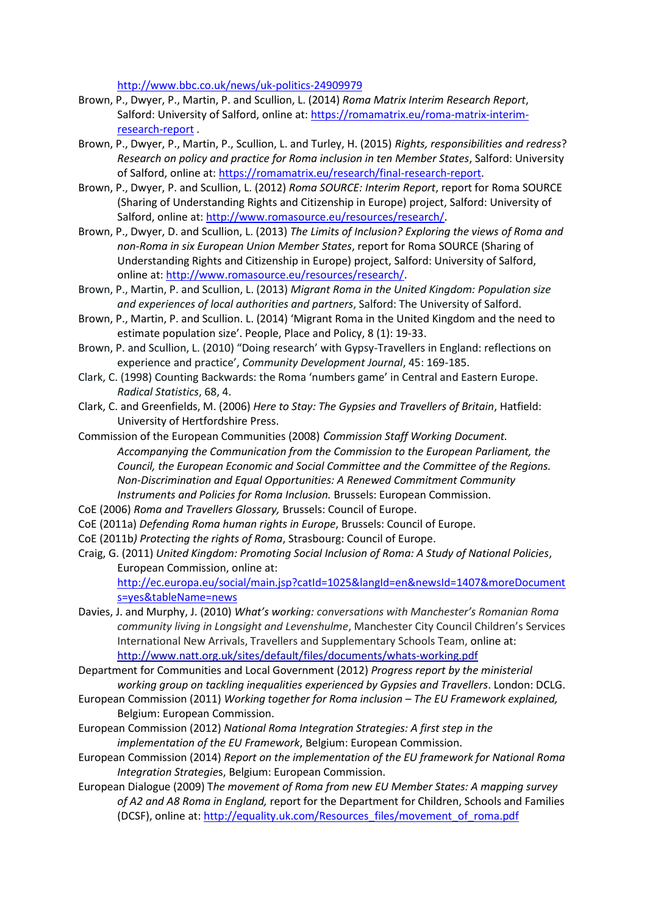http://www.bbc.co.uk/news/uk-politics-24909979

Brown, P., Dwyer, P., Martin, P. and Scullion, L. (2014) *Roma Matrix Interim Research Report*, Salford: University of Salford, online at: https://romamatrix.eu/roma-matrix-interim-research-report .

Brown, P., Dwyer, P., Martin, P., Scullion, L. and Turley, H. (2015) *Rights, responsibilities and redress*? *Research on policy and practice for Roma inclusion in ten Member States*, Salford: University of Salford, online at: https://romamatrix.eu/research/final-research-report.

Brown, P., Dwyer, P. and Scullion, L. (2012) *Roma SOURCE: Interim Report*, report for Roma SOURCE (Sharing of Understanding Rights and Citizenship in Europe) project, Salford: University of Salford, online at: http://www.romasource.eu/resources/research/.

Brown, P., Dwyer, D. and Scullion, L. (2013) *The Limits of Inclusion? Exploring the views of Roma and non-Roma in six European Union Member States*, report for Roma SOURCE (Sharing of Understanding Rights and Citizenship in Europe) project, Salford: University of Salford, online at: http://www.romasource.eu/resources/research/.

Brown, P., Martin, P. and Scullion, L. (2013) *Migrant Roma in the United Kingdom: Population size and experiences of local authorities and partners*, Salford: The University of Salford.

Brown, P., Martin, P. and Scullion. L. (2014) 'Migrant Roma in the United Kingdom and the need to estimate population size'. People, Place and Policy, 8 (1): 19-33.

Brown, P. and Scullion, L. (2010) "Doing research' with Gypsy-Travellers in England: reflections on experience and practice', *Community Development Journal*, 45: 169-185.

Clark, C. (1998) Counting Backwards: the Roma 'numbers game' in Central and Eastern Europe. *Radical Statistics*, 68, 4.

Clark, C. and Greenfields, M. (2006) *Here to Stay: The Gypsies and Travellers of Britain*, Hatfield: University of Hertfordshire Press.

Commission of the European Communities (2008) *Commission Staff Working Document. Accompanying the Communication from the Commission to the European Parliament, the Council, the European Economic and Social Committee and the Committee of the Regions. Non-Discrimination and Equal Opportunities: A Renewed Commitment Community Instruments and Policies for Roma Inclusion.* Brussels: European Commission.

CoE (2006) *Roma and Travellers Glossary,* Brussels: Council of Europe.

CoE (2011a) *Defending Roma human rights in Europe*, Brussels: Council of Europe.

CoE (2011b*) Protecting the rights of Roma*, Strasbourg: Council of Europe.

Craig, G. (2011) *United Kingdom: Promoting Social Inclusion of Roma: A Study of National Policies*, European Commission, online at: http://ec.europa.eu/social/main.jsp?catId=1025&langId=en&newsId=1407&moreDocuments=yes&tableName=news

Davies, J. and Murphy, J. (2010) *What's working: conversations with Manchester's Romanian Roma community living in Longsight and Levenshulme*, Manchester City Council Children's Services International New Arrivals, Travellers and Supplementary Schools Team, online at: http://www.natt.org.uk/sites/default/files/documents/whats-working.pdf

Department for Communities and Local Government (2012) *Progress report by the ministerial working group on tackling inequalities experienced by Gypsies and Travellers*. London: DCLG.

European Commission (2011) *Working together for Roma inclusion – The EU Framework explained,* Belgium: European Commission.

European Commission (2012) *National Roma Integration Strategies: A first step in the implementation of the EU Framework*, Belgium: European Commission.

European Commission (2014) *Report on the implementation of the EU framework for National Roma Integration Strategies*, Belgium: European Commission.

European Dialogue (2009) T*he movement of Roma from new EU Member States: A mapping survey of A2 and A8 Roma in England,* report for the Department for Children, Schools and Families (DCSF), online at: http://equality.uk.com/Resources_files/movement_of_roma.pdf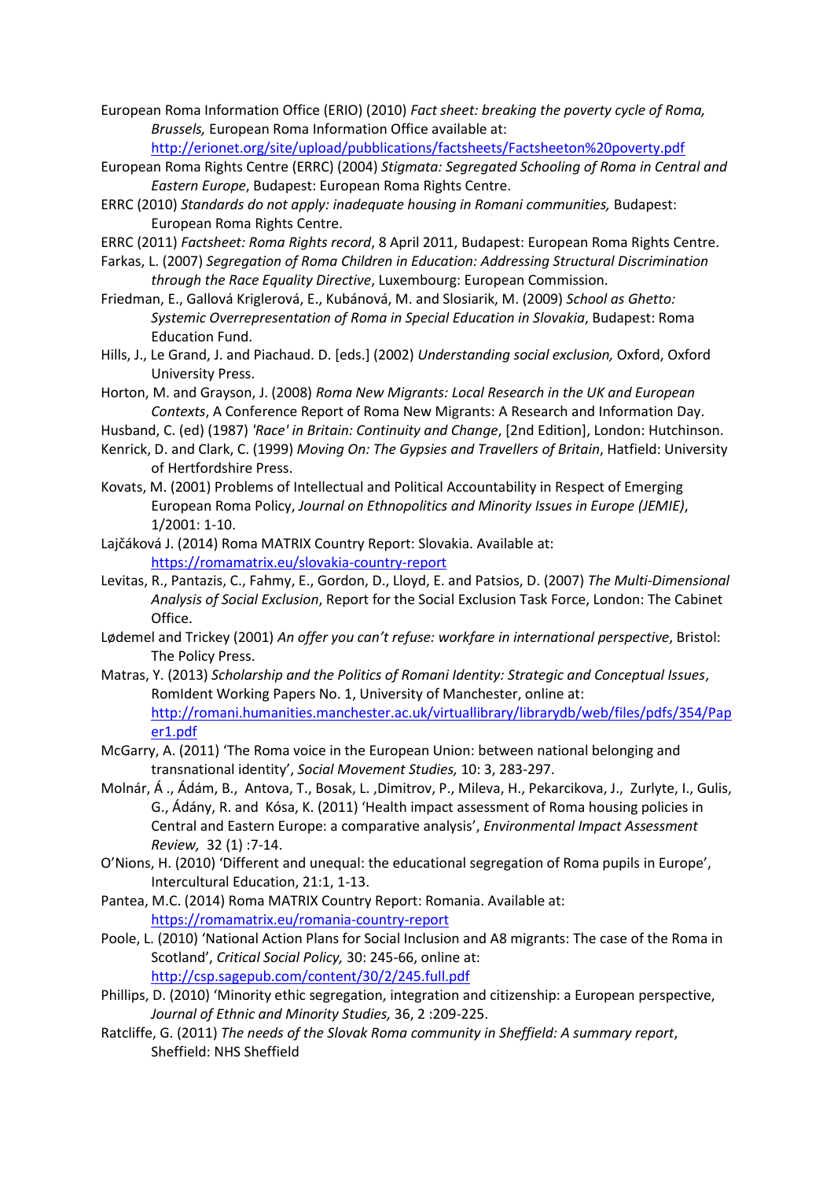European Roma Information Office (ERIO) (2010) *Fact sheet: breaking the poverty cycle of Roma, Brussels,* European Roma Information Office available at: http://erionet.org/site/upload/pubblications/factsheets/Factsheeton%20poverty.pdf

European Roma Rights Centre (ERRC) (2004) *Stigmata: Segregated Schooling of Roma in Central and Eastern Europe*, Budapest: European Roma Rights Centre.

ERRC (2010) *Standards do not apply: inadequate housing in Romani communities,* Budapest: European Roma Rights Centre.

ERRC (2011) *Factsheet: Roma Rights record*, 8 April 2011, Budapest: European Roma Rights Centre.

Farkas, L. (2007) *Segregation of Roma Children in Education: Addressing Structural Discrimination through the Race Equality Directive*, Luxembourg: European Commission.

Friedman, E., Gallová Kriglerová, E., Kubánová, M. and Slosiarik, M. (2009) *School as Ghetto: Systemic Overrepresentation of Roma in Special Education in Slovakia*, Budapest: Roma Education Fund.

Hills, J., Le Grand, J. and Piachaud. D. [eds.] (2002) *Understanding social exclusion,* Oxford, Oxford University Press.

Horton, M. and Grayson, J. (2008) *Roma New Migrants: Local Research in the UK and European Contexts*, A Conference Report of Roma New Migrants: A Research and Information Day.

Husband, C. (ed) (1987) *'Race' in Britain: Continuity and Change*, [2nd Edition], London: Hutchinson.

Kenrick, D. and Clark, C. (1999) *Moving On: The Gypsies and Travellers of Britain*, Hatfield: University of Hertfordshire Press.

Kovats, M. (2001) Problems of Intellectual and Political Accountability in Respect of Emerging European Roma Policy, *Journal on Ethnopolitics and Minority Issues in Europe (JEMIE)*, 1/2001: 1-10.

Lajčáková J. (2014) Roma MATRIX Country Report: Slovakia. Available at: https://romamatrix.eu/slovakia-country-report

Levitas, R., Pantazis, C., Fahmy, E., Gordon, D., Lloyd, E. and Patsios, D. (2007) *The Multi-Dimensional Analysis of Social Exclusion*, Report for the Social Exclusion Task Force, London: The Cabinet Office.

Lødemel and Trickey (2001) *An offer you can't refuse: workfare in international perspective*, Bristol: The Policy Press.

Matras, Y. (2013) *Scholarship and the Politics of Romani Identity: Strategic and Conceptual Issues*, RomIdent Working Papers No. 1, University of Manchester, online at: http://romani.humanities.manchester.ac.uk/virtuallibrary/librarydb/web/files/pdfs/354/Paper1.pdf

McGarry, A. (2011) 'The Roma voice in the European Union: between national belonging and transnational identity', *Social Movement Studies,* 10: 3, 283-297.

Molnár, Á ., Ádám, B., Antova, T., Bosak, L. ,Dimitrov, P., Mileva, H., Pekarcikova, J., Zurlyte, I., Gulis, G., Ádány, R. and Kósa, K. (2011) 'Health impact assessment of Roma housing policies in Central and Eastern Europe: a comparative analysis', *Environmental Impact Assessment Review,* 32 (1) :7-14.

O'Nions, H. (2010) 'Different and unequal: the educational segregation of Roma pupils in Europe', Intercultural Education, 21:1, 1-13.

Pantea, M.C. (2014) Roma MATRIX Country Report: Romania. Available at: https://romamatrix.eu/romania-country-report

Poole, L. (2010) 'National Action Plans for Social Inclusion and A8 migrants: The case of the Roma in Scotland', *Critical Social Policy,* 30: 245-66, online at: http://csp.sagepub.com/content/30/2/245.full.pdf

Phillips, D. (2010) 'Minority ethic segregation, integration and citizenship: a European perspective, *Journal of Ethnic and Minority Studies,* 36, 2 :209-225.

Ratcliffe, G. (2011) *The needs of the Slovak Roma community in Sheffield: A summary report*, Sheffield: NHS Sheffield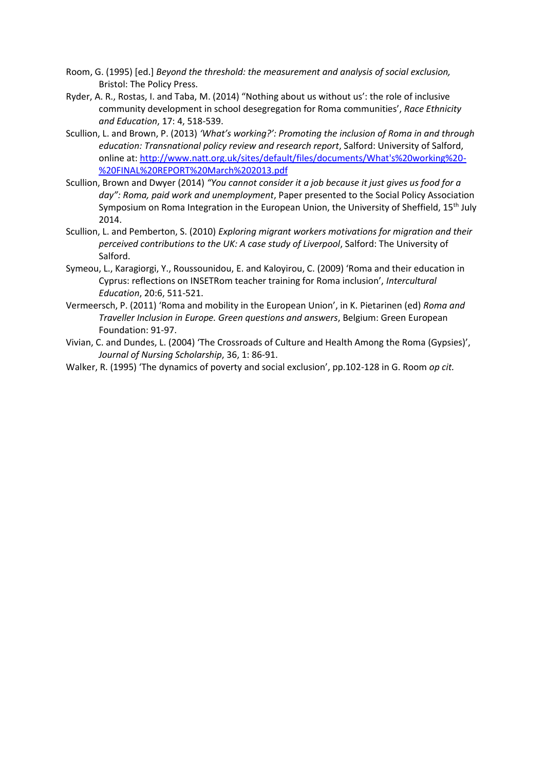Room, G. (1995) [ed.] *Beyond the threshold: the measurement and analysis of social exclusion,* Bristol: The Policy Press.

Ryder, A. R., Rostas, I. and Taba, M. (2014) "Nothing about us without us': the role of inclusive community development in school desegregation for Roma communities', *Race Ethnicity and Education*, 17: 4, 518-539.

Scullion, L. and Brown, P. (2013) *'What's working?': Promoting the inclusion of Roma in and through education: Transnational policy review and research report*, Salford: University of Salford, online at: [http://www.natt.org.uk/sites/default/files/documents/What's%20working%20-%20FINAL%20REPORT%20March%202013.pdf](http://www.natt.org.uk/sites/default/files/documents/What's%20working%20-%20FINAL%20REPORT%20March%202013.pdf)

Scullion, Brown and Dwyer (2014) *"You cannot consider it a job because it just gives us food for a day": Roma, paid work and unemployment*, Paper presented to the Social Policy Association Symposium on Roma Integration in the European Union, the University of Sheffield, 15th July 2014.

Scullion, L. and Pemberton, S. (2010) *Exploring migrant workers motivations for migration and their perceived contributions to the UK: A case study of Liverpool*, Salford: The University of Salford.

Symeou, L., Karagiorgi, Y., Roussounidou, E. and Kaloyirou, C. (2009) 'Roma and their education in Cyprus: reflections on INSETRom teacher training for Roma inclusion', *Intercultural Education*, 20:6, 511-521.

Vermeersch, P. (2011) 'Roma and mobility in the European Union', in K. Pietarinen (ed) *Roma and Traveller Inclusion in Europe. Green questions and answers*, Belgium: Green European Foundation: 91-97.

Vivian, C. and Dundes, L. (2004) 'The Crossroads of Culture and Health Among the Roma (Gypsies)', *Journal of Nursing Scholarship*, 36, 1: 86-91.

Walker, R. (1995) 'The dynamics of poverty and social exclusion', pp.102-128 in G. Room *op cit.*